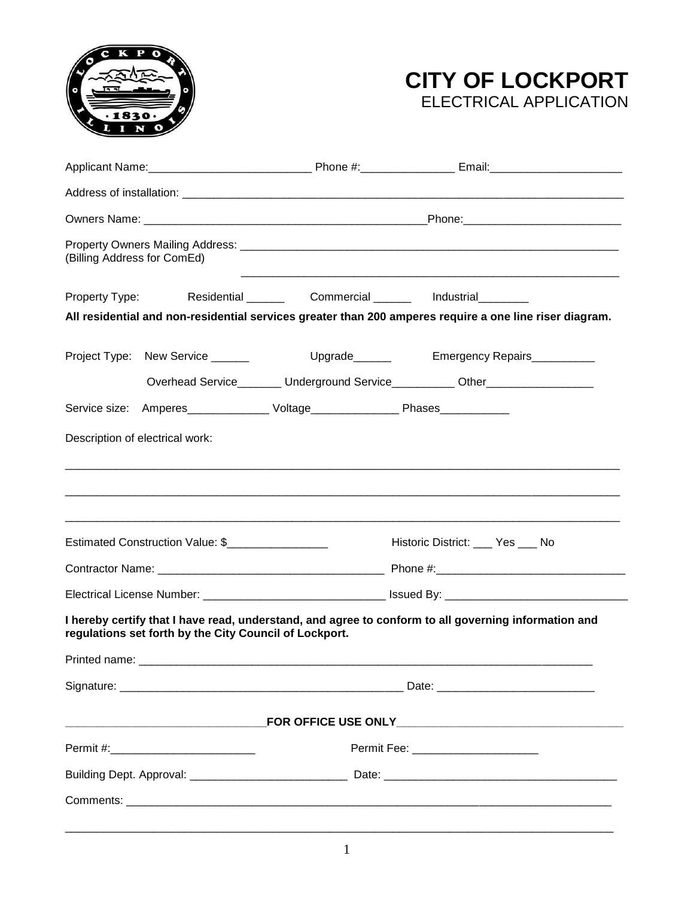# CITY OF LOCKPORT
## ELECTRICAL APPLICATION

Applicant Name:_________________________ Phone #:_______________ Email:_____________________

Address of installation: ___________________________________________________________________________

Owners Name: _____________________________________________Phone:_________________________

Property Owners Mailing Address: _______________________________________________________________
(Billing Address for ComEd)

_______________________________________________________________

Property Type: Residential ______ Commercial ______ Industrial________

**All residential and non-residential services greater than 200 amperes require a one line riser diagram.**

Project Type: New Service ______ Upgrade______ Emergency Repairs__________

Overhead Service_______ Underground Service__________ Other_________________

Service size: Amperes_____________ Voltage______________ Phases___________

Description of electrical work:

_____________________________________________________________________________________________

_____________________________________________________________________________________________

_____________________________________________________________________________________________

Estimated Construction Value: $________________ Historic District: ___ Yes ___ No

Contractor Name: ____________________________________ Phone #:______________________________

Electrical License Number: _____________________________ Issued By: _____________________________

**I hereby certify that I have read, understand, and agree to conform to all governing information and regulations set forth by the City Council of Lockport.**

Printed name: ___________________________________________________________________________

Signature: _______________________________________________ Date: _________________________

**FOR OFFICE USE ONLY**

Permit #:_______________________ Permit Fee: ____________________

Building Dept. Approval: _________________________ Date: _____________________________________

Comments: _____________________________________________________________________________

_____________________________________________________________________________________________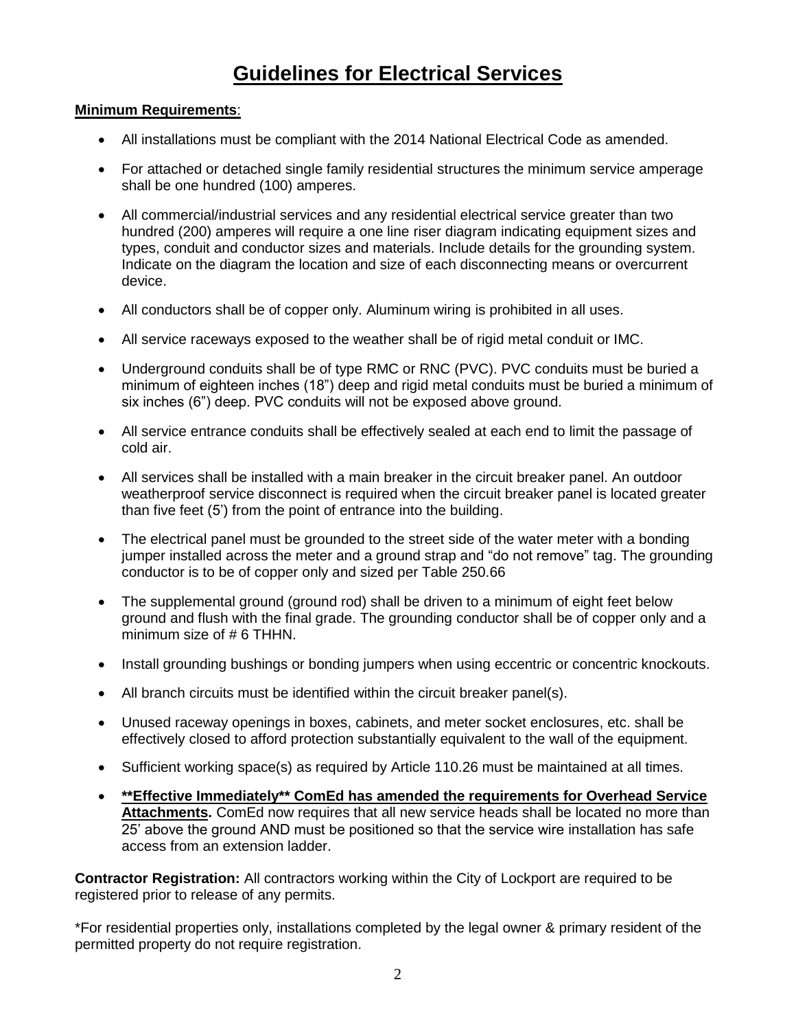# Guidelines for Electrical Services

**Minimum Requirements**:

- All installations must be compliant with the 2014 National Electrical Code as amended.
- For attached or detached single family residential structures the minimum service amperage shall be one hundred (100) amperes.
- All commercial/industrial services and any residential electrical service greater than two hundred (200) amperes will require a one line riser diagram indicating equipment sizes and types, conduit and conductor sizes and materials. Include details for the grounding system. Indicate on the diagram the location and size of each disconnecting means or overcurrent device.
- All conductors shall be of copper only. Aluminum wiring is prohibited in all uses.
- All service raceways exposed to the weather shall be of rigid metal conduit or IMC.
- Underground conduits shall be of type RMC or RNC (PVC). PVC conduits must be buried a minimum of eighteen inches (18") deep and rigid metal conduits must be buried a minimum of six inches (6") deep. PVC conduits will not be exposed above ground.
- All service entrance conduits shall be effectively sealed at each end to limit the passage of cold air.
- All services shall be installed with a main breaker in the circuit breaker panel. An outdoor weatherproof service disconnect is required when the circuit breaker panel is located greater than five feet (5') from the point of entrance into the building.
- The electrical panel must be grounded to the street side of the water meter with a bonding jumper installed across the meter and a ground strap and "do not remove" tag. The grounding conductor is to be of copper only and sized per Table 250.66
- The supplemental ground (ground rod) shall be driven to a minimum of eight feet below ground and flush with the final grade. The grounding conductor shall be of copper only and a minimum size of # 6 THHN.
- Install grounding bushings or bonding jumpers when using eccentric or concentric knockouts.
- All branch circuits must be identified within the circuit breaker panel(s).
- Unused raceway openings in boxes, cabinets, and meter socket enclosures, etc. shall be effectively closed to afford protection substantially equivalent to the wall of the equipment.
- Sufficient working space(s) as required by Article 110.26 must be maintained at all times.
- **\*\*Effective Immediately\*\* ComEd has amended the requirements for Overhead Service Attachments.** ComEd now requires that all new service heads shall be located no more than 25' above the ground AND must be positioned so that the service wire installation has safe access from an extension ladder.

**Contractor Registration:** All contractors working within the City of Lockport are required to be registered prior to release of any permits.

*For residential properties only, installations completed by the legal owner & primary resident of the permitted property do not require registration.